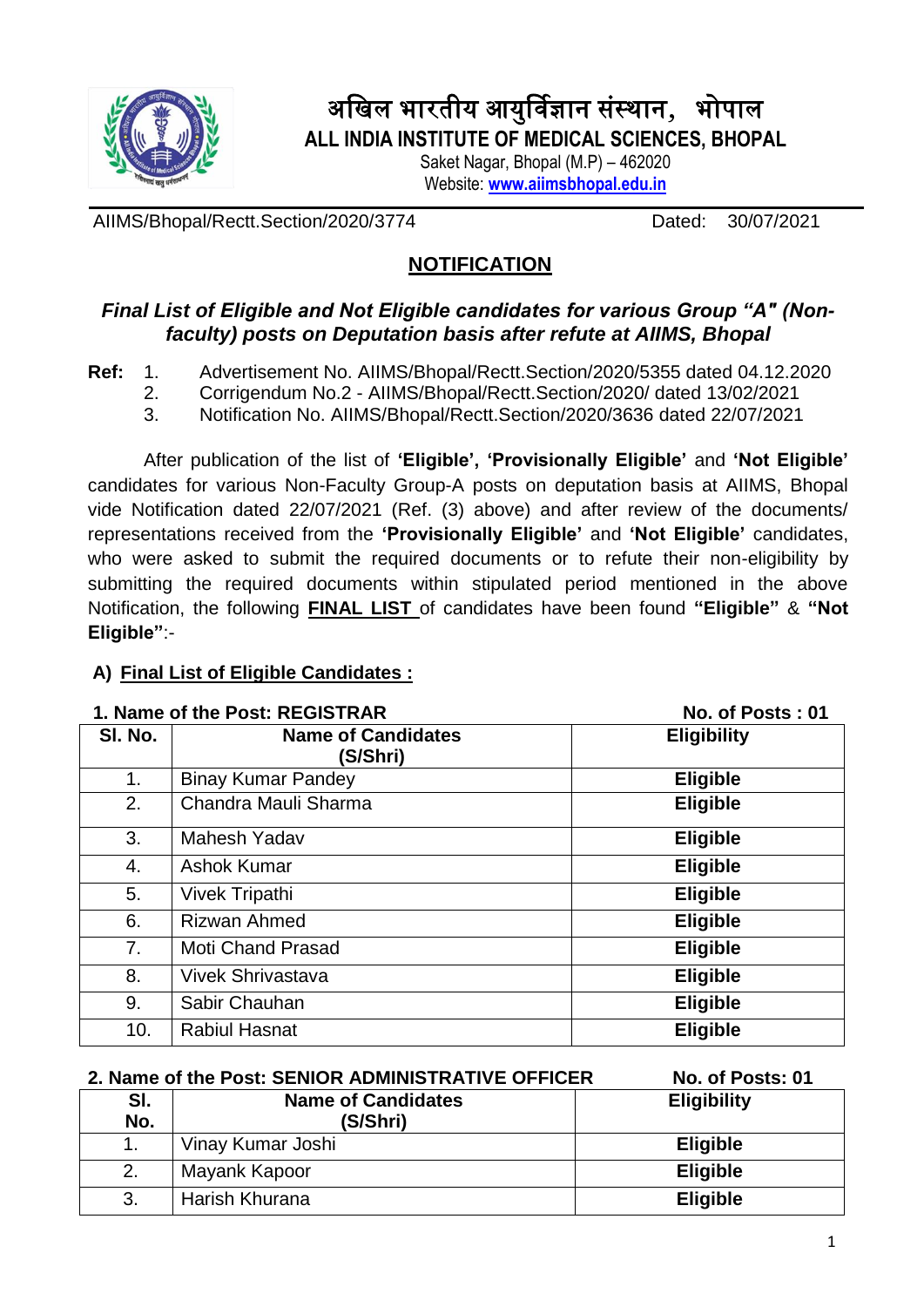# अखिल भारतीय आयुर्विज्ञान संस्थान, भोपाल

## ALL INDIA INSTITUTE OF MEDICAL SCIENCES, BHOPAL

Saket Nagar, Bhopal (M.P) – 462020
Website: **www.aiimsbhopal.edu.in**

AIIMS/Bhopal/Rectt.Section/2020/3774 Dated: 30/07/2021

## NOTIFICATION

***Final List of Eligible and Not Eligible candidates for various Group "A" (Non-faculty) posts on Deputation basis after refute at AIIMS, Bhopal***

**Ref:**
1. Advertisement No. AIIMS/Bhopal/Rectt.Section/2020/5355 dated 04.12.2020
2. Corrigendum No.2 - AIIMS/Bhopal/Rectt.Section/2020/ dated 13/02/2021
3. Notification No. AIIMS/Bhopal/Rectt.Section/2020/3636 dated 22/07/2021

After publication of the list of **'Eligible', 'Provisionally Eligible'** and **'Not Eligible'** candidates for various Non-Faculty Group-A posts on deputation basis at AIIMS, Bhopal vide Notification dated 22/07/2021 (Ref. (3) above) and after review of the documents/ representations received from the **'Provisionally Eligible'** and **'Not Eligible'** candidates, who were asked to submit the required documents or to refute their non-eligibility by submitting the required documents within stipulated period mentioned in the above Notification, the following **FINAL LIST** of candidates have been found **"Eligible"** & **"Not Eligible"**:-

### A) Final List of Eligible Candidates :

**1. Name of the Post: REGISTRAR** **No. of Posts : 01**

| Sl. No. | Name of Candidates (S/Shri) | Eligibility |
|---|---|---|
| 1. | Binay Kumar Pandey | **Eligible** |
| 2. | Chandra Mauli Sharma | **Eligible** |
| 3. | Mahesh Yadav | **Eligible** |
| 4. | Ashok Kumar | **Eligible** |
| 5. | Vivek Tripathi | **Eligible** |
| 6. | Rizwan Ahmed | **Eligible** |
| 7. | Moti Chand Prasad | **Eligible** |
| 8. | Vivek Shrivastava | **Eligible** |
| 9. | Sabir Chauhan | **Eligible** |
| 10. | Rabiul Hasnat | **Eligible** |

**2. Name of the Post: SENIOR ADMINISTRATIVE OFFICER** **No. of Posts: 01**

| Sl. No. | Name of Candidates (S/Shri) | Eligibility |
|---|---|---|
| 1. | Vinay Kumar Joshi | **Eligible** |
| 2. | Mayank Kapoor | **Eligible** |
| 3. | Harish Khurana | **Eligible** |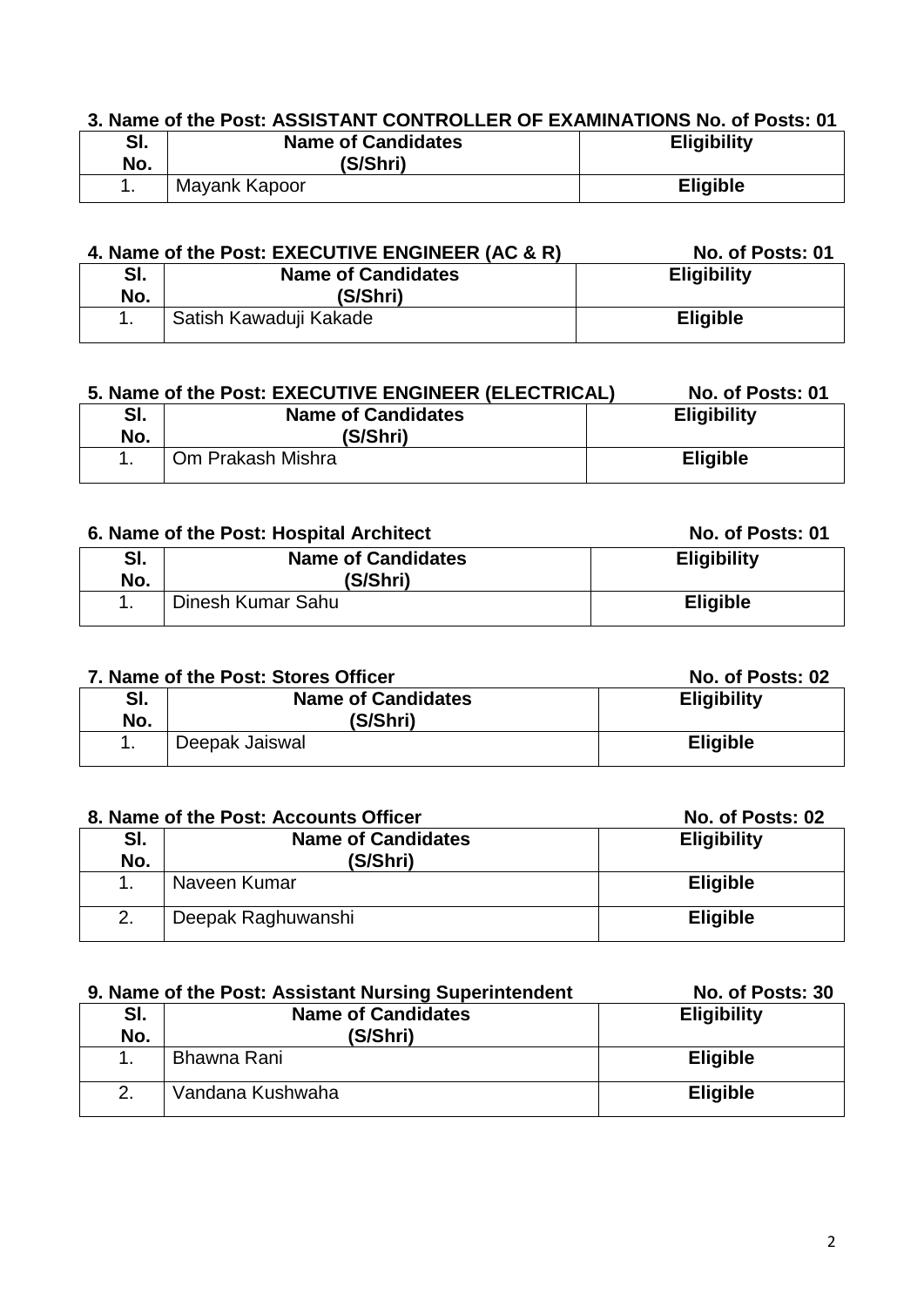**3. Name of the Post: ASSISTANT CONTROLLER OF EXAMINATIONS No. of Posts: 01**

| Sl. No. | Name of Candidates (S/Shri) | Eligibility |
|---|---|---|
| 1. | Mayank Kapoor | **Eligible** |

**4. Name of the Post: EXECUTIVE ENGINEER (AC & R) No. of Posts: 01**

| Sl. No. | Name of Candidates (S/Shri) | Eligibility |
|---|---|---|
| 1. | Satish Kawaduji Kakade | **Eligible** |

**5. Name of the Post: EXECUTIVE ENGINEER (ELECTRICAL) No. of Posts: 01**

| Sl. No. | Name of Candidates (S/Shri) | Eligibility |
|---|---|---|
| 1. | Om Prakash Mishra | **Eligible** |

**6. Name of the Post: Hospital Architect No. of Posts: 01**

| Sl. No. | Name of Candidates (S/Shri) | Eligibility |
|---|---|---|
| 1. | Dinesh Kumar Sahu | **Eligible** |

**7. Name of the Post: Stores Officer No. of Posts: 02**

| Sl. No. | Name of Candidates (S/Shri) | Eligibility |
|---|---|---|
| 1. | Deepak Jaiswal | **Eligible** |

**8. Name of the Post: Accounts Officer No. of Posts: 02**

| Sl. No. | Name of Candidates (S/Shri) | Eligibility |
|---|---|---|
| 1. | Naveen Kumar | **Eligible** |
| 2. | Deepak Raghuwanshi | **Eligible** |

**9. Name of the Post: Assistant Nursing Superintendent No. of Posts: 30**

| Sl. No. | Name of Candidates (S/Shri) | Eligibility |
|---|---|---|
| 1. | Bhawna Rani | **Eligible** |
| 2. | Vandana Kushwaha | **Eligible** |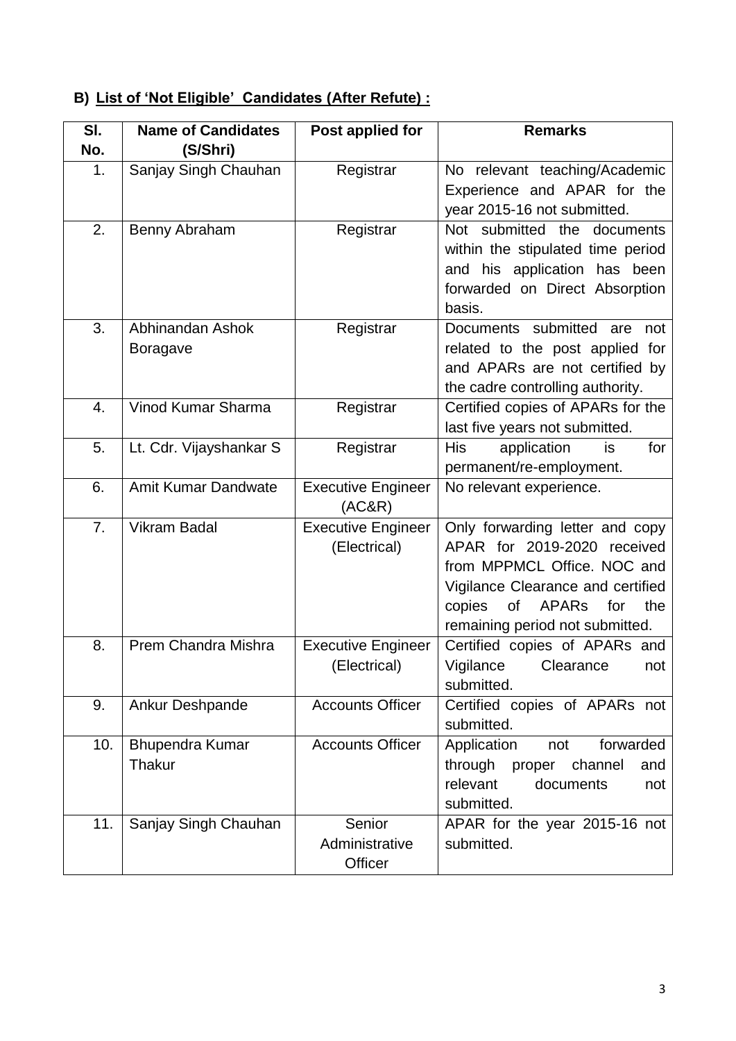**B) List of 'Not Eligible' Candidates (After Refute) :**

| Sl. No. | Name of Candidates (S/Shri) | Post applied for | Remarks |
|---|---|---|---|
| 1. | Sanjay Singh Chauhan | Registrar | No relevant teaching/Academic Experience and APAR for the year 2015-16 not submitted. |
| 2. | Benny Abraham | Registrar | Not submitted the documents within the stipulated time period and his application has been forwarded on Direct Absorption basis. |
| 3. | Abhinandan Ashok Boragave | Registrar | Documents submitted are not related to the post applied for and APARs are not certified by the cadre controlling authority. |
| 4. | Vinod Kumar Sharma | Registrar | Certified copies of APARs for the last five years not submitted. |
| 5. | Lt. Cdr. Vijayshankar S | Registrar | His application is for permanent/re-employment. |
| 6. | Amit Kumar Dandwate | Executive Engineer (AC&R) | No relevant experience. |
| 7. | Vikram Badal | Executive Engineer (Electrical) | Only forwarding letter and copy APAR for 2019-2020 received from MPPMCL Office. NOC and Vigilance Clearance and certified copies of APARs for the remaining period not submitted. |
| 8. | Prem Chandra Mishra | Executive Engineer (Electrical) | Certified copies of APARs and Vigilance Clearance not submitted. |
| 9. | Ankur Deshpande | Accounts Officer | Certified copies of APARs not submitted. |
| 10. | Bhupendra Kumar Thakur | Accounts Officer | Application not forwarded through proper channel and relevant documents not submitted. |
| 11. | Sanjay Singh Chauhan | Senior Administrative Officer | APAR for the year 2015-16 not submitted. |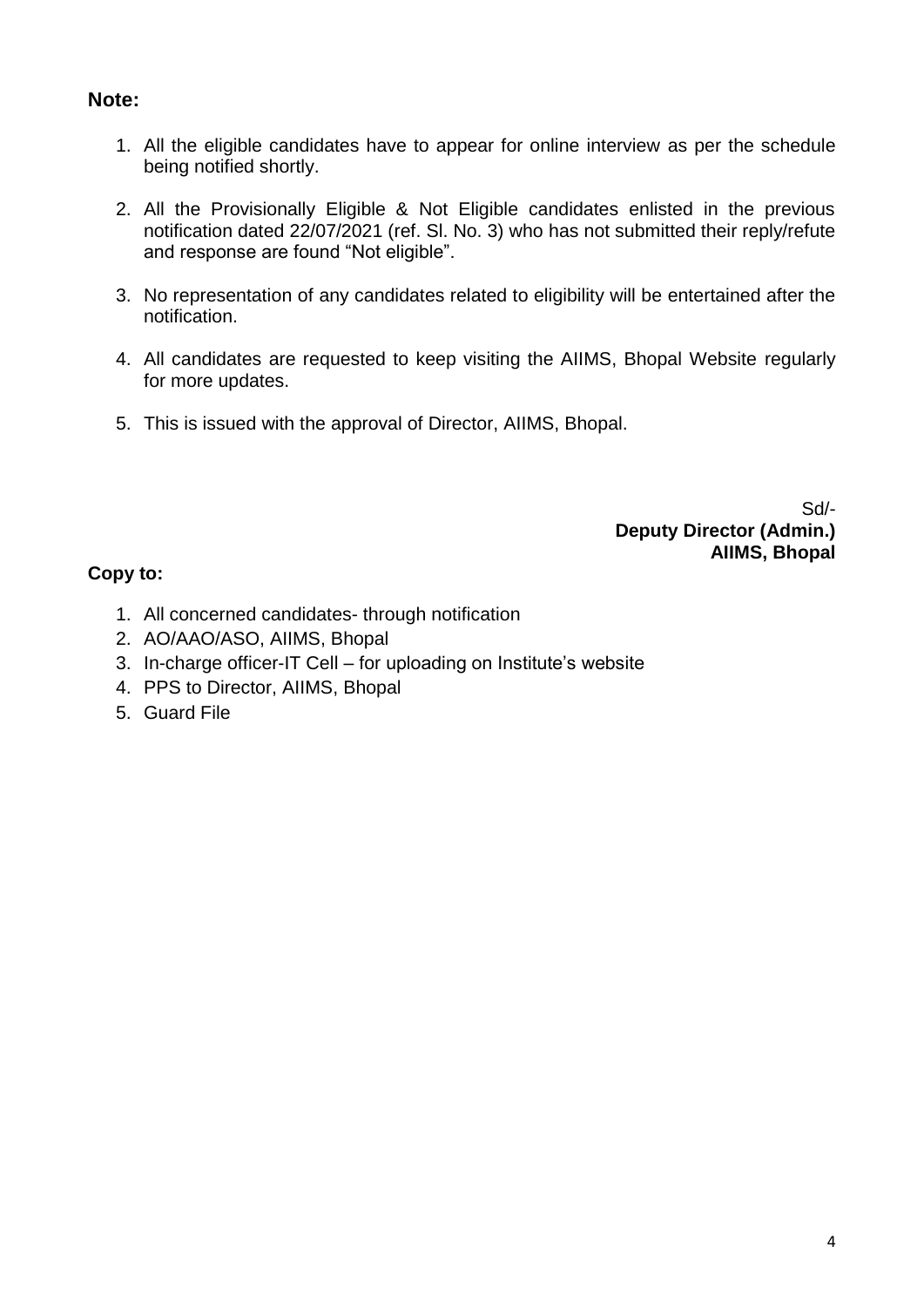**Note:**

1. All the eligible candidates have to appear for online interview as per the schedule being notified shortly.

2. All the Provisionally Eligible & Not Eligible candidates enlisted in the previous notification dated 22/07/2021 (ref. Sl. No. 3) who has not submitted their reply/refute and response are found "Not eligible".

3. No representation of any candidates related to eligibility will be entertained after the notification.

4. All candidates are requested to keep visiting the AIIMS, Bhopal Website regularly for more updates.

5. This is issued with the approval of Director, AIIMS, Bhopal.

Sd/-
**Deputy Director (Admin.)**
**AIIMS, Bhopal**

**Copy to:**

1. All concerned candidates- through notification
2. AO/AAO/ASO, AIIMS, Bhopal
3. In-charge officer-IT Cell – for uploading on Institute's website
4. PPS to Director, AIIMS, Bhopal
5. Guard File